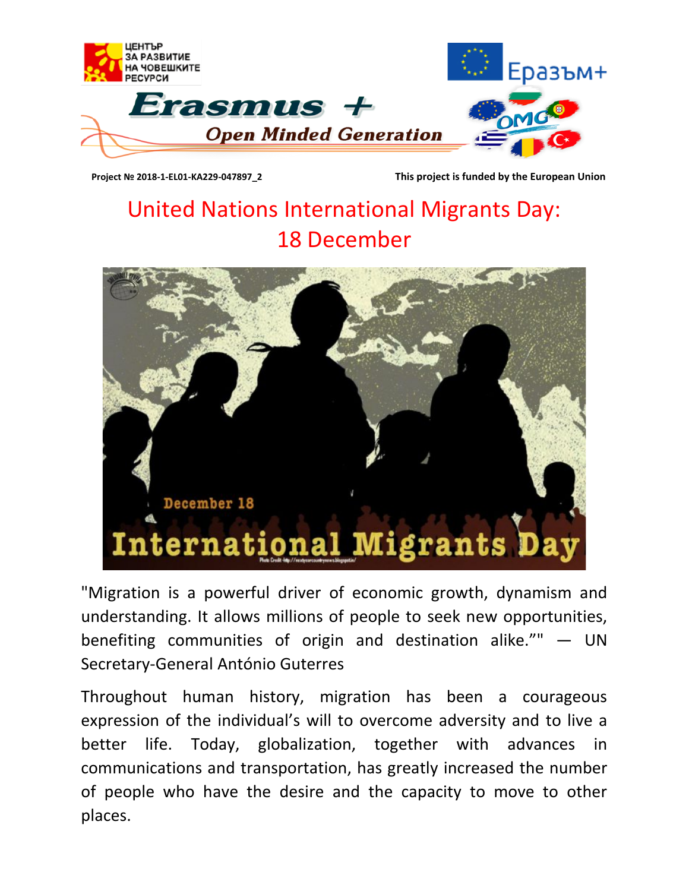Project № 2018-1-EL01-KA229-047897_2 This project is funded by the European Union

# United Nations International Migrants Day: 18 December

"Migration is a powerful driver of economic growth, dynamism and understanding. It allows millions of people to seek new opportunities, benefiting communities of origin and destination alike."" — UN Secretary-General António Guterres

Throughout human history, migration has been a courageous expression of the individual's will to overcome adversity and to live a better life. Today, globalization, together with advances in communications and transportation, has greatly increased the number of people who have the desire and the capacity to move to other places.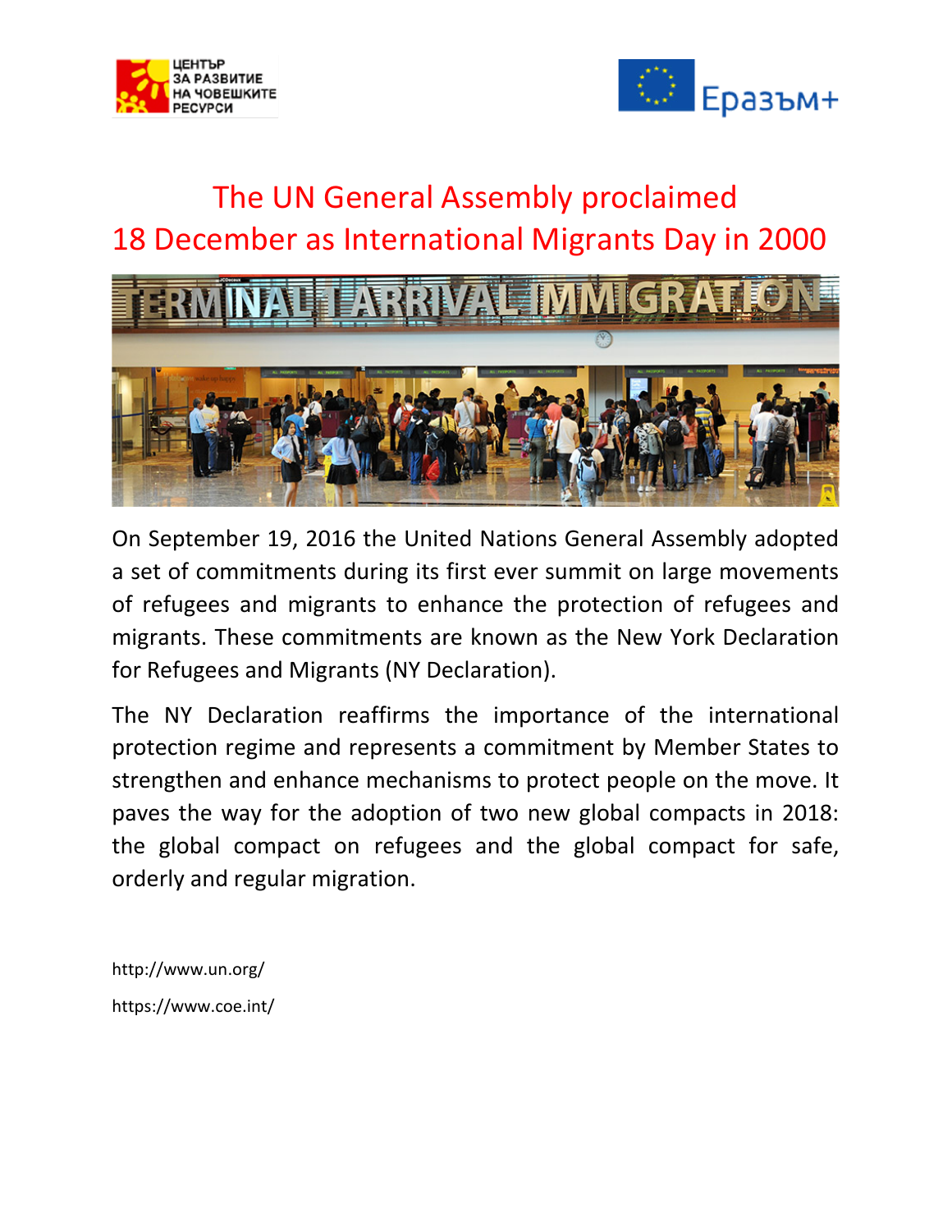# The UN General Assembly proclaimed 18 December as International Migrants Day in 2000

On September 19, 2016 the United Nations General Assembly adopted a set of commitments during its first ever summit on large movements of refugees and migrants to enhance the protection of refugees and migrants. These commitments are known as the New York Declaration for Refugees and Migrants (NY Declaration).

The NY Declaration reaffirms the importance of the international protection regime and represents a commitment by Member States to strengthen and enhance mechanisms to protect people on the move. It paves the way for the adoption of two new global compacts in 2018: the global compact on refugees and the global compact for safe, orderly and regular migration.

http://www.un.org/

https://www.coe.int/